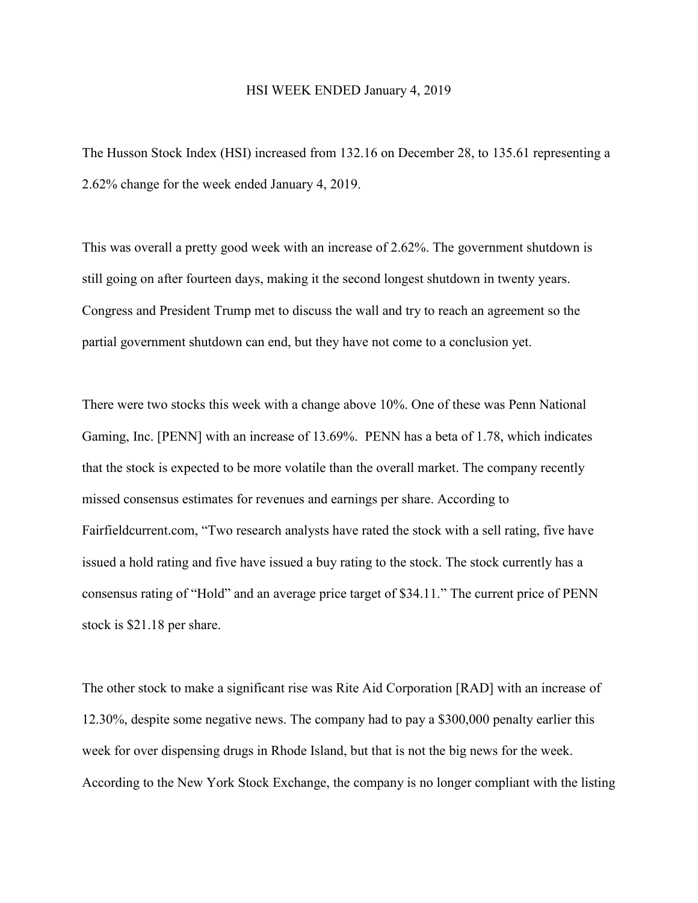# HSI WEEK ENDED January 4, 2019

The Husson Stock Index (HSI) increased from 132.16 on December 28, to 135.61 representing a 2.62% change for the week ended January 4, 2019.

This was overall a pretty good week with an increase of 2.62%. The government shutdown is still going on after fourteen days, making it the second longest shutdown in twenty years. Congress and President Trump met to discuss the wall and try to reach an agreement so the partial government shutdown can end, but they have not come to a conclusion yet.

There were two stocks this week with a change above 10%. One of these was Penn National Gaming, Inc. [PENN] with an increase of 13.69%. PENN has a beta of 1.78, which indicates that the stock is expected to be more volatile than the overall market. The company recently missed consensus estimates for revenues and earnings per share. According to Fairfieldcurrent.com, "Two research analysts have rated the stock with a sell rating, five have issued a hold rating and five have issued a buy rating to the stock. The stock currently has a consensus rating of "Hold" and an average price target of $34.11." The current price of PENN stock is $21.18 per share.

The other stock to make a significant rise was Rite Aid Corporation [RAD] with an increase of 12.30%, despite some negative news. The company had to pay a $300,000 penalty earlier this week for over dispensing drugs in Rhode Island, but that is not the big news for the week. According to the New York Stock Exchange, the company is no longer compliant with the listing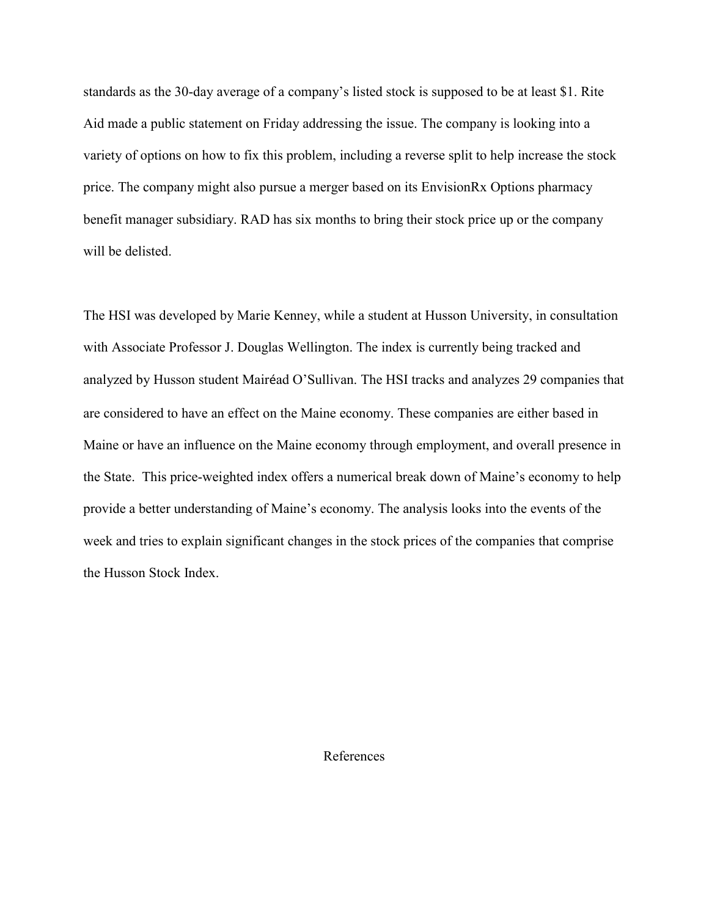standards as the 30-day average of a company's listed stock is supposed to be at least $1. Rite Aid made a public statement on Friday addressing the issue. The company is looking into a variety of options on how to fix this problem, including a reverse split to help increase the stock price. The company might also pursue a merger based on its EnvisionRx Options pharmacy benefit manager subsidiary. RAD has six months to bring their stock price up or the company will be delisted.

The HSI was developed by Marie Kenney, while a student at Husson University, in consultation with Associate Professor J. Douglas Wellington. The index is currently being tracked and analyzed by Husson student Mairéad O'Sullivan. The HSI tracks and analyzes 29 companies that are considered to have an effect on the Maine economy. These companies are either based in Maine or have an influence on the Maine economy through employment, and overall presence in the State. This price-weighted index offers a numerical break down of Maine's economy to help provide a better understanding of Maine's economy. The analysis looks into the events of the week and tries to explain significant changes in the stock prices of the companies that comprise the Husson Stock Index.

References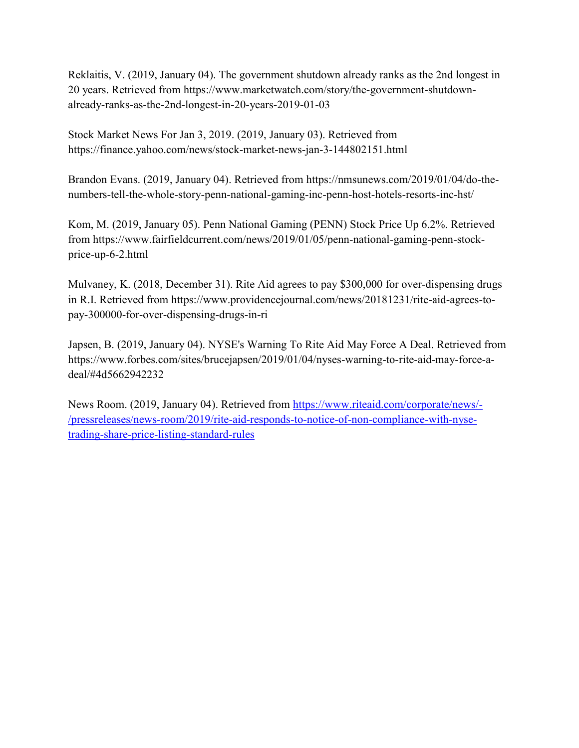Reklaitis, V. (2019, January 04). The government shutdown already ranks as the 2nd longest in 20 years. Retrieved from https://www.marketwatch.com/story/the-government-shutdown-already-ranks-as-the-2nd-longest-in-20-years-2019-01-03

Stock Market News For Jan 3, 2019. (2019, January 03). Retrieved from https://finance.yahoo.com/news/stock-market-news-jan-3-144802151.html

Brandon Evans. (2019, January 04). Retrieved from https://nmsunews.com/2019/01/04/do-the-numbers-tell-the-whole-story-penn-national-gaming-inc-penn-host-hotels-resorts-inc-hst/

Kom, M. (2019, January 05). Penn National Gaming (PENN) Stock Price Up 6.2%. Retrieved from https://www.fairfieldcurrent.com/news/2019/01/05/penn-national-gaming-penn-stock-price-up-6-2.html

Mulvaney, K. (2018, December 31). Rite Aid agrees to pay $300,000 for over-dispensing drugs in R.I. Retrieved from https://www.providencejournal.com/news/20181231/rite-aid-agrees-to-pay-300000-for-over-dispensing-drugs-in-ri

Japsen, B. (2019, January 04). NYSE's Warning To Rite Aid May Force A Deal. Retrieved from https://www.forbes.com/sites/brucejapsen/2019/01/04/nyses-warning-to-rite-aid-may-force-a-deal/#4d5662942232

News Room. (2019, January 04). Retrieved from [https://www.riteaid.com/corporate/news/-/pressreleases/news-room/2019/rite-aid-responds-to-notice-of-non-compliance-with-nyse-trading-share-price-listing-standard-rules](https://www.riteaid.com/corporate/news/-/pressreleases/news-room/2019/rite-aid-responds-to-notice-of-non-compliance-with-nyse-trading-share-price-listing-standard-rules)